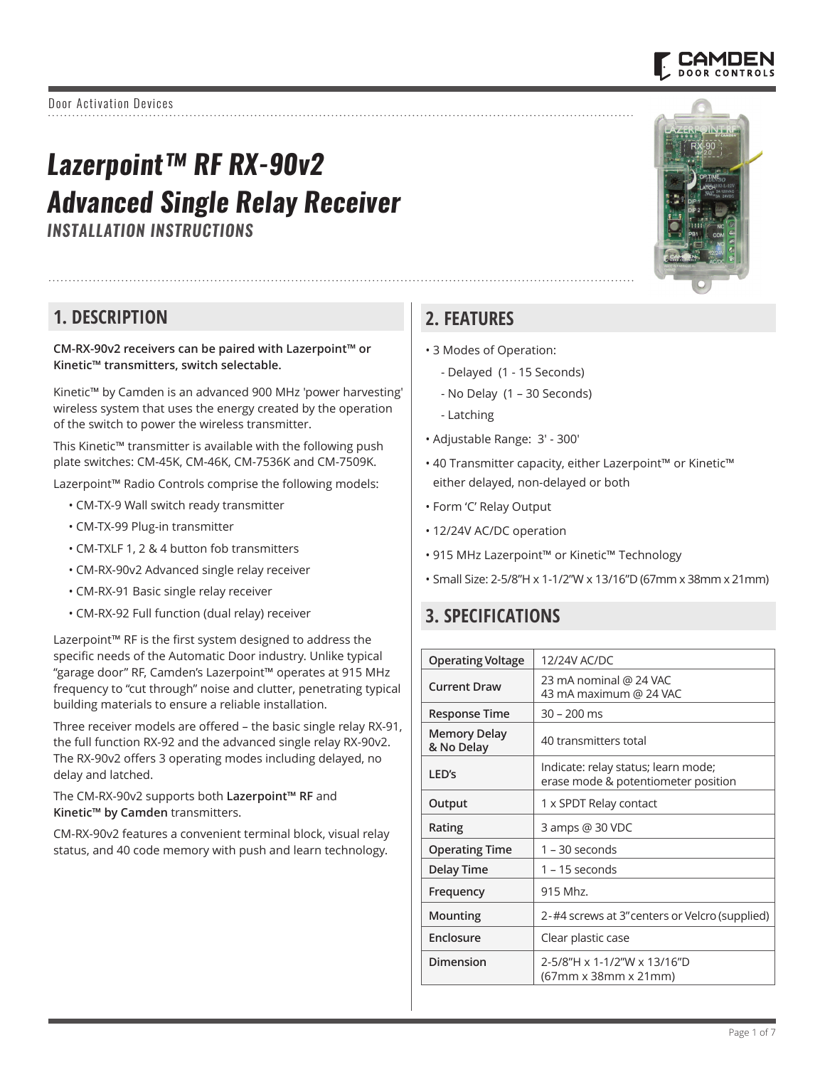Door Activation Devices

# Lazerpoint™ RF RX-90v2
# Advanced Single Relay Receiver

### INSTALLATION INSTRUCTIONS

## 1. DESCRIPTION

**CM-RX-90v2 receivers can be paired with Lazerpoint™ or Kinetic™ transmitters, switch selectable.**

Kinetic™ by Camden is an advanced 900 MHz 'power harvesting' wireless system that uses the energy created by the operation of the switch to power the wireless transmitter.

This Kinetic™ transmitter is available with the following push plate switches: CM-45K, CM-46K, CM-7536K and CM-7509K.

Lazerpoint™ Radio Controls comprise the following models:

- CM-TX-9 Wall switch ready transmitter
- CM-TX-99 Plug-in transmitter
- CM-TXLF 1, 2 & 4 button fob transmitters
- CM-RX-90v2 Advanced single relay receiver
- CM-RX-91 Basic single relay receiver
- CM-RX-92 Full function (dual relay) receiver

Lazerpoint™ RF is the first system designed to address the specific needs of the Automatic Door industry. Unlike typical “garage door” RF, Camden's Lazerpoint™ operates at 915 MHz frequency to “cut through” noise and clutter, penetrating typical building materials to ensure a reliable installation.

Three receiver models are offered – the basic single relay RX-91, the full function RX-92 and the advanced single relay RX-90v2. The RX-90v2 offers 3 operating modes including delayed, no delay and latched.

The CM-RX-90v2 supports both **Lazerpoint™ RF** and **Kinetic™ by Camden** transmitters.

CM-RX-90v2 features a convenient terminal block, visual relay status, and 40 code memory with push and learn technology.

## 2. FEATURES

- 3 Modes of Operation:
  - Delayed (1 - 15 Seconds)
  - No Delay (1 – 30 Seconds)
  - Latching
- Adjustable Range: 3' - 300'
- 40 Transmitter capacity, either Lazerpoint™ or Kinetic™ either delayed, non-delayed or both
- Form 'C' Relay Output
- 12/24V AC/DC operation
- 915 MHz Lazerpoint™ or Kinetic™ Technology
- Small Size: 2-5/8”H x 1-1/2”W x 13/16”D (67mm x 38mm x 21mm)

## 3. SPECIFICATIONS

| | |
|---|---|
| **Operating Voltage** | 12/24V AC/DC |
| **Current Draw** | 23 mA nominal @ 24 VAC<br>43 mA maximum @ 24 VAC |
| **Response Time** | 30 – 200 ms |
| **Memory Delay & No Delay** | 40 transmitters total |
| **LED's** | Indicate: relay status; learn mode; erase mode & potentiometer position |
| **Output** | 1 x SPDT Relay contact |
| **Rating** | 3 amps @ 30 VDC |
| **Operating Time** | 1 – 30 seconds |
| **Delay Time** | 1 – 15 seconds |
| **Frequency** | 915 Mhz. |
| **Mounting** | 2-#4 screws at 3” centers or Velcro (supplied) |
| **Enclosure** | Clear plastic case |
| **Dimension** | 2-5/8”H x 1-1/2”W x 13/16”D<br>(67mm x 38mm x 21mm) |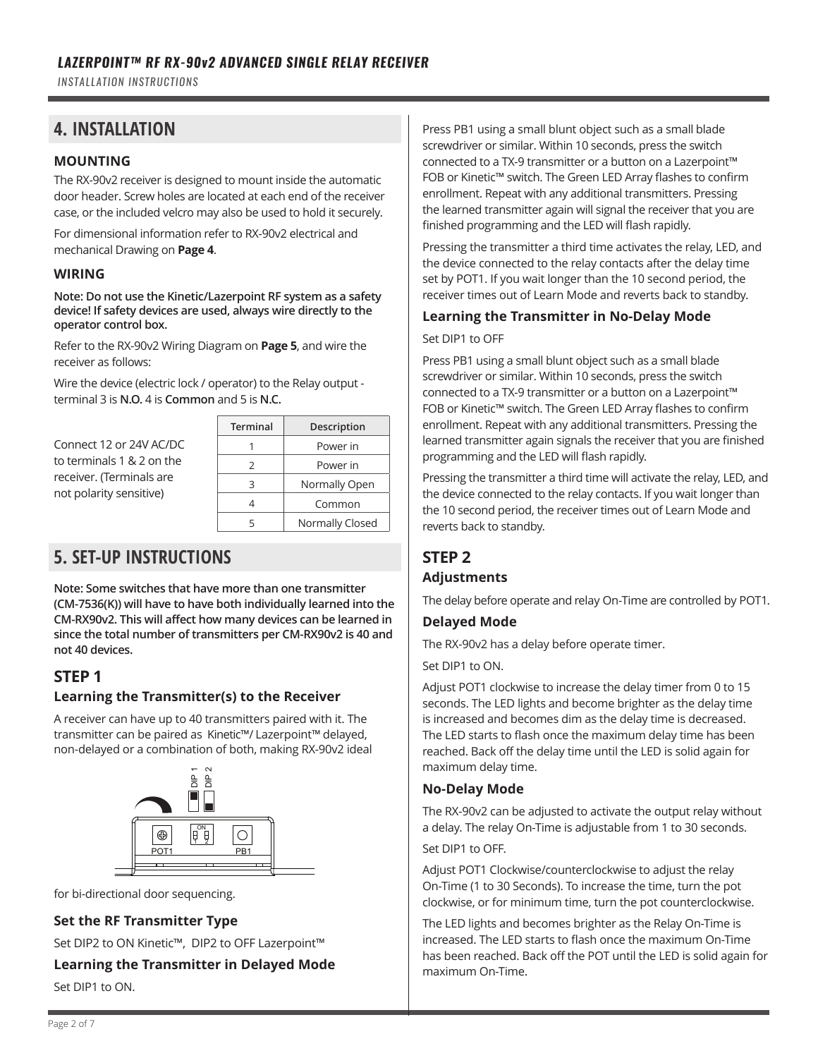## 4. INSTALLATION

### MOUNTING

The RX-90v2 receiver is designed to mount inside the automatic door header. Screw holes are located at each end of the receiver case, or the included velcro may also be used to hold it securely.

For dimensional information refer to RX-90v2 electrical and mechanical Drawing on **Page 4**.

### WIRING

**Note: Do not use the Kinetic/Lazerpoint RF system as a safety device! If safety devices are used, always wire directly to the operator control box.**

Refer to the RX-90v2 Wiring Diagram on **Page 5**, and wire the receiver as follows:

Wire the device (electric lock / operator) to the Relay output - terminal 3 is **N.O.** 4 is **Common** and 5 is **N.C.**

Connect 12 or 24V AC/DC to terminals 1 & 2 on the receiver. (Terminals are not polarity sensitive)

| Terminal | Description |
|---|---|
| 1 | Power in |
| 2 | Power in |
| 3 | Normally Open |
| 4 | Common |
| 5 | Normally Closed |

## 5. SET-UP INSTRUCTIONS

**Note: Some switches that have more than one transmitter (CM-7536(K)) will have to have both individually learned into the CM-RX90v2. This will affect how many devices can be learned in since the total number of transmitters per CM-RX90v2 is 40 and not 40 devices.**

### STEP 1

#### Learning the Transmitter(s) to the Receiver

A receiver can have up to 40 transmitters paired with it. The transmitter can be paired as Kinetic™/ Lazerpoint™ delayed, non-delayed or a combination of both, making RX-90v2 ideal for bi-directional door sequencing.

#### Set the RF Transmitter Type

Set DIP2 to ON Kinetic™, DIP2 to OFF Lazerpoint™

#### Learning the Transmitter in Delayed Mode

Set DIP1 to ON.

Press PB1 using a small blunt object such as a small blade screwdriver or similar. Within 10 seconds, press the switch connected to a TX-9 transmitter or a button on a Lazerpoint™ FOB or Kinetic™ switch. The Green LED Array flashes to confirm enrollment. Repeat with any additional transmitters. Pressing the learned transmitter again will signal the receiver that you are finished programming and the LED will flash rapidly.

Pressing the transmitter a third time activates the relay, LED, and the device connected to the relay contacts after the delay time set by POT1. If you wait longer than the 10 second period, the receiver times out of Learn Mode and reverts back to standby.

#### Learning the Transmitter in No-Delay Mode

Set DIP1 to OFF

Press PB1 using a small blunt object such as a small blade screwdriver or similar. Within 10 seconds, press the switch connected to a TX-9 transmitter or a button on a Lazerpoint™ FOB or Kinetic™ switch. The Green LED Array flashes to confirm enrollment. Repeat with any additional transmitters. Pressing the learned transmitter again signals the receiver that you are finished programming and the LED will flash rapidly.

Pressing the transmitter a third time will activate the relay, LED, and the device connected to the relay contacts. If you wait longer than the 10 second period, the receiver times out of Learn Mode and reverts back to standby.

### STEP 2

#### Adjustments

The delay before operate and relay On-Time are controlled by POT1.

#### Delayed Mode

The RX-90v2 has a delay before operate timer.

Set DIP1 to ON.

Adjust POT1 clockwise to increase the delay timer from 0 to 15 seconds. The LED lights and become brighter as the delay time is increased and becomes dim as the delay time is decreased. The LED starts to flash once the maximum delay time has been reached. Back off the delay time until the LED is solid again for maximum delay time.

#### No-Delay Mode

The RX-90v2 can be adjusted to activate the output relay without a delay. The relay On-Time is adjustable from 1 to 30 seconds.

Set DIP1 to OFF.

Adjust POT1 Clockwise/counterclockwise to adjust the relay On-Time (1 to 30 Seconds). To increase the time, turn the pot clockwise, or for minimum time, turn the pot counterclockwise.

The LED lights and becomes brighter as the Relay On-Time is increased. The LED starts to flash once the maximum On-Time has been reached. Back off the POT until the LED is solid again for maximum On-Time.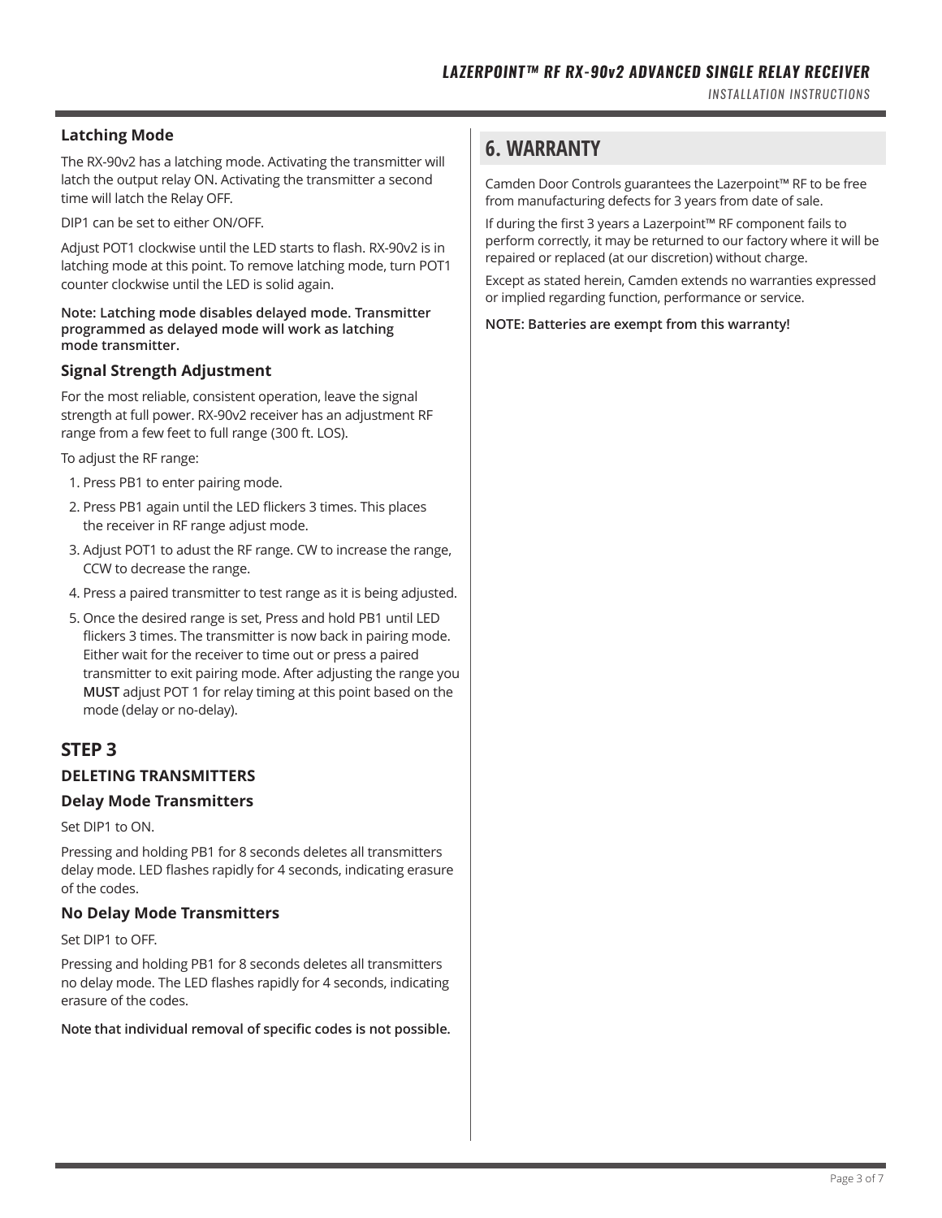### Latching Mode

The RX-90v2 has a latching mode. Activating the transmitter will latch the output relay ON. Activating the transmitter a second time will latch the Relay OFF.

DIP1 can be set to either ON/OFF.

Adjust POT1 clockwise until the LED starts to flash. RX-90v2 is in latching mode at this point. To remove latching mode, turn POT1 counter clockwise until the LED is solid again.

**Note: Latching mode disables delayed mode. Transmitter programmed as delayed mode will work as latching mode transmitter.**

### Signal Strength Adjustment

For the most reliable, consistent operation, leave the signal strength at full power. RX-90v2 receiver has an adjustment RF range from a few feet to full range (300 ft. LOS).

To adjust the RF range:

1. Press PB1 to enter pairing mode.
2. Press PB1 again until the LED flickers 3 times. This places the receiver in RF range adjust mode.
3. Adjust POT1 to adust the RF range. CW to increase the range, CCW to decrease the range.
4. Press a paired transmitter to test range as it is being adjusted.
5. Once the desired range is set, Press and hold PB1 until LED flickers 3 times. The transmitter is now back in pairing mode. Either wait for the receiver to time out or press a paired transmitter to exit pairing mode. After adjusting the range you **MUST** adjust POT 1 for relay timing at this point based on the mode (delay or no-delay).

## STEP 3

### DELETING TRANSMITTERS

### Delay Mode Transmitters

Set DIP1 to ON.

Pressing and holding PB1 for 8 seconds deletes all transmitters delay mode. LED flashes rapidly for 4 seconds, indicating erasure of the codes.

### No Delay Mode Transmitters

Set DIP1 to OFF.

Pressing and holding PB1 for 8 seconds deletes all transmitters no delay mode. The LED flashes rapidly for 4 seconds, indicating erasure of the codes.

**Note that individual removal of specific codes is not possible.**

## 6. WARRANTY

Camden Door Controls guarantees the Lazerpoint™ RF to be free from manufacturing defects for 3 years from date of sale.

If during the first 3 years a Lazerpoint™ RF component fails to perform correctly, it may be returned to our factory where it will be repaired or replaced (at our discretion) without charge.

Except as stated herein, Camden extends no warranties expressed or implied regarding function, performance or service.

**NOTE: Batteries are exempt from this warranty!**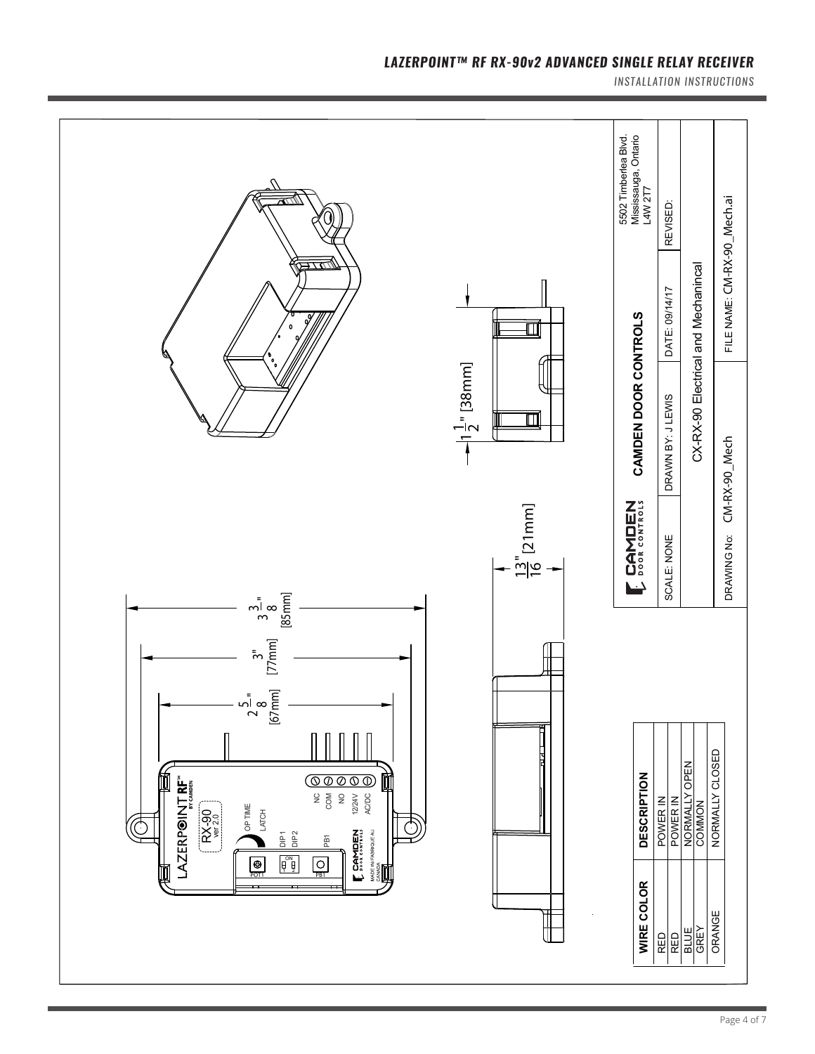2 5/8" [67mm]

3" [77mm]

3 3/8" [85mm]

13/16" [21mm]

1 1/2" [38mm]

LAZERPOINT RF™ BY CAMDEN

RX-90 ver 2.0

OP TIME
LATCH

DIP 1
DIP 2

PB1

NC
COM
NO
12/24V
AC/DC

POT1 PB1

CAMDEN DOOR CONTROLS
MADE IN/FABRIQUE AU CANADA

| WIRE COLOR | DESCRIPTION |
|---|---|
| RED | POWER IN |
| RED | POWER IN |
| BLUE | NORMALLY OPEN |
| GREY | COMMON |
| ORANGE | NORMALLY CLOSED |

| CAMDEN DOOR CONTROLS | CAMDEN DOOR CONTROLS | 5502 Timberlea Blvd. Mississauga, Ontario L4W 2T7 |
|---|---|---|
| SCALE: NONE | DRAWN BY: J LEWIS | DATE: 09/14/17 | REVISED: |
| | CX-RX-90 Electrical and Mechanincal | |
| DRAWING No: CM-RX-90_Mech | | FILE NAME: CM-RX-90_Mech.ai |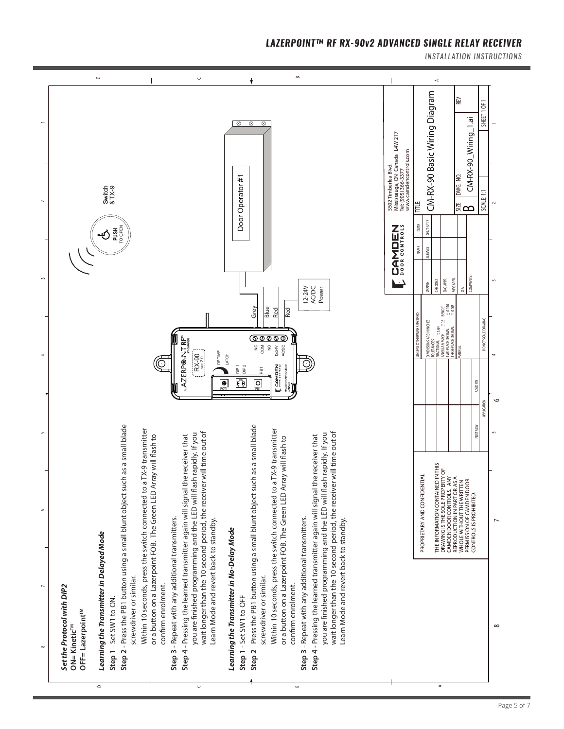### *Set the Protocol with DIP2*

**ON= Kinetic™**
**OFF= Lazerpoint™**

### *Learning the Transmitter in Delayed Mode*

**Step 1** - Set SW1 to ON.

**Step 2** - Press the PB1 button using a small blunt object such as a small blade screwdriver or similar.

Within 10 seconds, press the switch connected to a TX-9 transmitter or a button on a Lazerpoint FOB. The Green LED Array will flash to confirm enrolment.

**Step 3** - Repeat with any additional transmitters.

**Step 4** - Pressing the learned transmitter again will signal the receiver that you are finished programming and the LED will flash rapidly. If you wait longer than the 10 second period, the receiver will time out of Learn Mode and revert back to standby.

### *Learning the Transmitter in No-Delay Mode*

**Step 1** - Set SW1 to OFF

**Step 2** - Press the PB1 button using a small blunt object such as a small blade screwdriver or similar.

Within 10 seconds, press the switch connected to a TX-9 transmitter or a button on a Lazerpoint FOB. The Green LED Array will flash to confirm enrolment.

**Step 3** - Repeat with any additional transmitters.

**Step 4** - Pressing the learned transmitter again will signal the receiver that you are finished programming and the LED will flash rapidly. If you wait longer than the 10 second period, the receiver will time out of Learn Mode and revert back to standby.

Switch & TX-9

PUSH TO OPEN

LAZERPOINT RF™ BY CAMDEN

RX-90 ver 2.0

POT1 | DIP 1 | DIP 2 | PB1 | OPTIME | LATCH

NC | COM | NO | 12/24V | AC/DC

Grey | Blue | Red | Red

12-24V AC/DC Power

Door Operator #1

CAMDEN DOOR CONTROLS

5502 Timberlea Blvd.
Mississauga, ON Canada L4W 2T7
Tel: (905) 366-3377
www.camdencontrols.com

TITLE: CM-RX-90 Basic Wiring Diagram

| | NAME | DATE |
|---|---|---|
| DRAWN | J.LEWIS | 09/14/17 |
| CHECKED | | |
| ENG APPR. | | |
| MFG APPR. | | |
| Q.A. | | |
| COMMENTS: | | |

SIZE: B | DWG. NO.: CM-RX-90_Wiring_1.ai | REV

SCALE: 1:1 | SHEET 1 OF 1

UNLESS OTHERWISE SPECIFIED:
DIMENSIONS ARE IN INCHES
TOLERANCES:
FRACTIONAL ± 1/64
ANGULAR: MACH ± 0.5 BEND ±
TWO PLACE DECIMAL ± 0.010
THREE PLACE DECIMAL ± 0.005
MATERIAL
DO NOT SCALE DRAWING

NEXT ASSY | USED ON
APPLICATION

PROPRIETARY AND CONFIDENTIAL

THE INFORMATION CONTAINED IN THIS DRAWING IS THE SOLE PROPERTY OF CAMDEN DOOR CONTROLS. ANY REPRODUCTION IN PART OR AS A WHOLE WITHOUT THE WRITTEN PERMISSION OF CAMDEN DOOR CONTROLS IS PROHIBITED.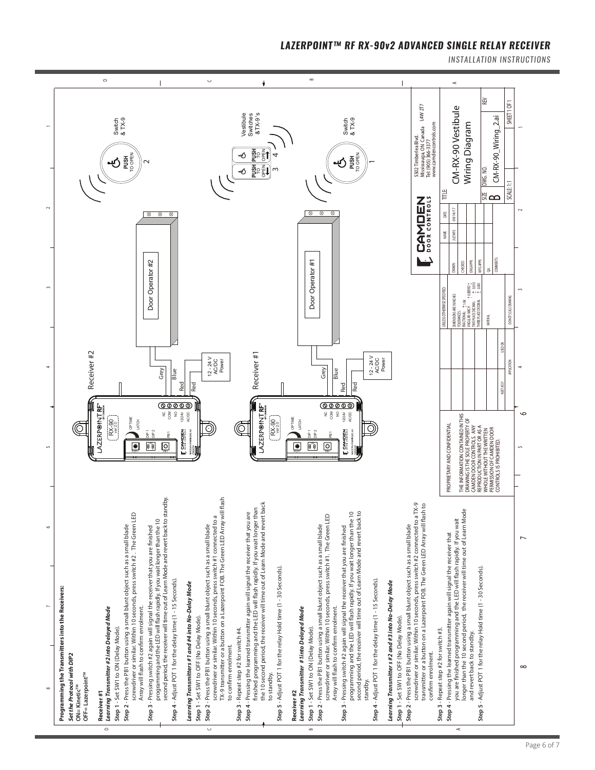# LAZERPOINT™ RF RX-90v2 ADVANCED SINGLE RELAY RECEIVER

INSTALLATION INSTRUCTIONS

**Programming the Transmitters into the Receivers:**

***Set the Protocol with DIP2***

**ON= Kinetic™**

**OFF= Lazerpoint™**

**Receiver #1**

***Learning Transmitter #2 into Delayed Mode***

**Step 1** - Set SW1 to ON (Delay Mode).

**Step 2** - Press the PB1 button using a small blunt object such as a small blade screwdriver or similar. Within 10 seconds, press switch #2 . The Green LED Array will flash to confirm enrolment.

**Step 3** - Pressing switch #2 again will signal the receiver that you are finished programming and the LED will flash rapidly. If you wait longer than the 10 second period, the receiver will time out of Learn Mode and revert back to standby.

**Step 4** - Adjust POT 1 for the delay time (1 - 15 Seconds).

***Learning Transmitters #1 and #4 into No-Delay Mode***

**Step 1** - Set SW1 to OFF (No Delay Mode).

**Step 2** - Press the PB1 button using a small blunt object such as a small blade screwdriver or similar. Within 10 seconds, press switch #1 connected to a TX-9 transmitter or a button on a Lazerpoint FOB. The Green LED Array will flash to confirm enrolment.

**Step 3** - Repeat step #2 for switch #4.

**Step 4** - Pressing the learned transmitter again will signal the receiver that you are finished programming and the LED will flash rapidly. If you wait longer than the 10 second period, the receiver will time out of Learn Mode and revert back to standby.

**Step 5** - Adjust POT 1 for the relay Hold time (1 - 30 Seconds).

**Receiver #2**

***Learning Transmitter #1into Delayed Mode***

**Step 1** - Set SW1 to ON (Delay Mode).

**Step 2** - Press the PB1 button using a small blunt object such as a small blade screwdriver or similar. Within 10 seconds, press switch #1. The Green LED Array will flash to confirm enrolment.

**Step 3** - Pressing switch #2 again will signal the receiver that you are finished programming and the LED will flash rapidly. If you wait longer than the 10 second period, the receiver will time out of Learn Mode and revert back to standby.

**Step 4** - Adjust POT 1 for the delay time (1 - 15 Seconds).

***Learning Transmitter s #2 and #3 into No-Delay Mode***

**Step 1** - Set SW1 to OFF (No Delay Mode).

**Step 2** - Press the PB1 button using a small blunt object such as a small blade screwdriver or similar. Within 10 seconds, press switch #2 connected to a TX-9 transmitter or a button on a Lazerpoint FOB. The Green LED Array will flash to confirm enrolment.

**Step 3** - Repeat step #2 for switch #3.

**Step 4** - Pressing the learned transmitter again will signal the receiver that you are finished programming and the LED will flash rapidly. If you wait longer than the 10 second period, the receiver will time out of Learn Mode and revert back to standby.

**Step 5** - Adjust POT 1 for the relay Hold time (1 - 30 Seconds).

Receiver #2 — Grey, Blue, Red, Red — 12 - 24 V AC/DC Power — Door Operator #2

Receiver #1 — Grey, Blue, Red, Red — 12 - 24 V AC/DC Power — Door Operator #1

Switch & TX-9 (2) — PUSH TO OPEN

Vestibule Switches & TX-9's (3, 4) — PUSH TO OPEN

Switch & TX-9 (1) — PUSH TO OPEN

PROPRIETARY AND CONFIDENTIAL

THE INFORMATION CONTAINED IN THIS DRAWING IS THE SOLE PROPERTY OF CAMDEN DOOR CONTROLS. ANY REPRODUCTION IN PART OR AS A WHOLE WITHOUT THE WRITTEN PERMISSION OF CAMDEN DOOR CONTROLS IS PROHIBITED.

CAMDEN DOOR CONTROLS — 5502 Timberlea Blvd. Mississauga, ON Canada L4W 2T7 Tel: (905) 366-3377 www.camdencontrols.com

| | NAME | DATE |
|---|---|---|
| DRAWN | J.LEWIS | 09/14/17 |
| CHECKED | | |
| ENG APPR. | | |
| MFG APPR. | | |
| Q.A. | | |

TITLE: CM-RX-90 Vestibule Wiring Diagram

SIZE: B | DWG. NO.: CM-RX-90_Wiring_2.ai | REV

SCALE: 1:1 | SHEET 1 OF 1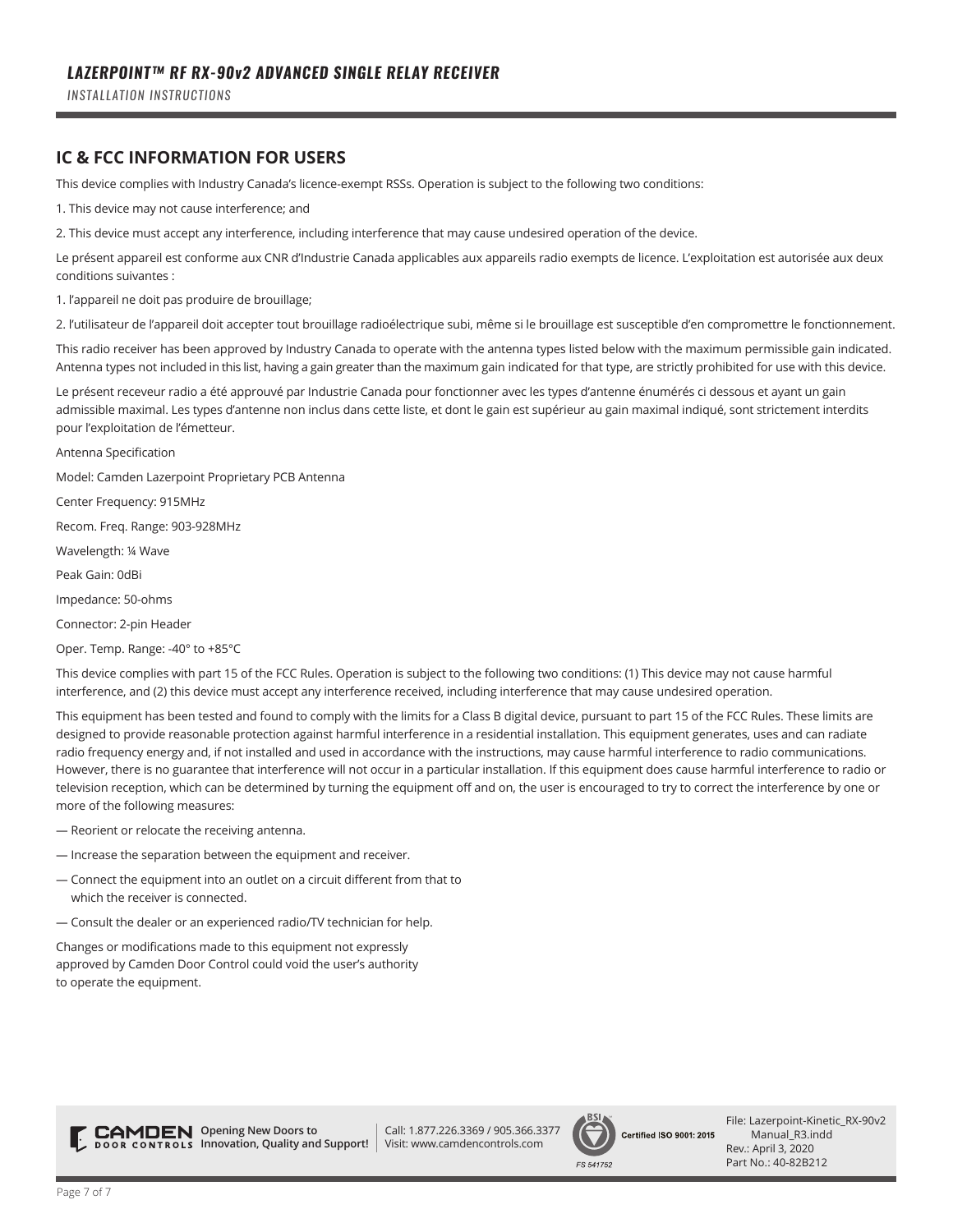## IC & FCC INFORMATION FOR USERS

This device complies with Industry Canada's licence-exempt RSSs. Operation is subject to the following two conditions:

1. This device may not cause interference; and

2. This device must accept any interference, including interference that may cause undesired operation of the device.

Le présent appareil est conforme aux CNR d'Industrie Canada applicables aux appareils radio exempts de licence. L'exploitation est autorisée aux deux conditions suivantes :

1. l'appareil ne doit pas produire de brouillage;

2. l'utilisateur de l'appareil doit accepter tout brouillage radioélectrique subi, même si le brouillage est susceptible d'en compromettre le fonctionnement.

This radio receiver has been approved by Industry Canada to operate with the antenna types listed below with the maximum permissible gain indicated. Antenna types not included in this list, having a gain greater than the maximum gain indicated for that type, are strictly prohibited for use with this device.

Le présent receveur radio a été approuvé par Industrie Canada pour fonctionner avec les types d'antenne énumérés ci dessous et ayant un gain admissible maximal. Les types d'antenne non inclus dans cette liste, et dont le gain est supérieur au gain maximal indiqué, sont strictement interdits pour l'exploitation de l'émetteur.

Antenna Specification

Model: Camden Lazerpoint Proprietary PCB Antenna

Center Frequency: 915MHz

Recom. Freq. Range: 903-928MHz

Wavelength: ¼ Wave

Peak Gain: 0dBi

Impedance: 50-ohms

Connector: 2-pin Header

Oper. Temp. Range: -40° to +85°C

This device complies with part 15 of the FCC Rules. Operation is subject to the following two conditions: (1) This device may not cause harmful interference, and (2) this device must accept any interference received, including interference that may cause undesired operation.

This equipment has been tested and found to comply with the limits for a Class B digital device, pursuant to part 15 of the FCC Rules. These limits are designed to provide reasonable protection against harmful interference in a residential installation. This equipment generates, uses and can radiate radio frequency energy and, if not installed and used in accordance with the instructions, may cause harmful interference to radio communications. However, there is no guarantee that interference will not occur in a particular installation. If this equipment does cause harmful interference to radio or television reception, which can be determined by turning the equipment off and on, the user is encouraged to try to correct the interference by one or more of the following measures:

— Reorient or relocate the receiving antenna.

— Increase the separation between the equipment and receiver.

— Connect the equipment into an outlet on a circuit different from that to which the receiver is connected.

— Consult the dealer or an experienced radio/TV technician for help.

Changes or modifications made to this equipment not expressly approved by Camden Door Control could void the user's authority to operate the equipment.

CAMDEN DOOR CONTROLS Opening New Doors to Innovation, Quality and Support!

Call: 1.877.226.3369 / 905.366.3377
Visit: www.camdencontrols.com

Certified ISO 9001: 2015
FS 541752

File: Lazerpoint-Kinetic_RX-90v2 Manual_R3.indd
Rev.: April 3, 2020
Part No.: 40-82B212